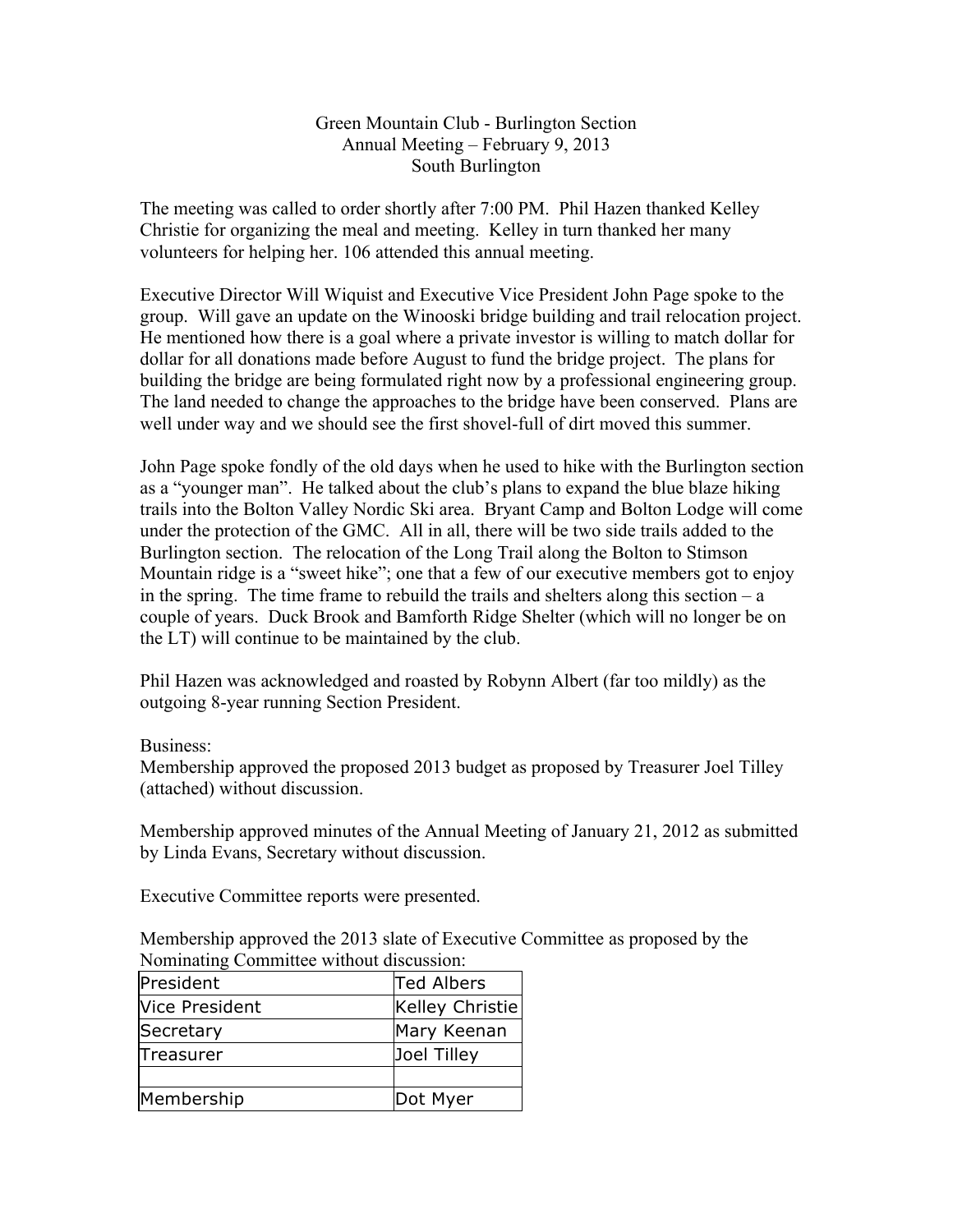Green Mountain Club - Burlington Section
Annual Meeting – February 9, 2013
South Burlington

The meeting was called to order shortly after 7:00 PM. Phil Hazen thanked Kelley Christie for organizing the meal and meeting. Kelley in turn thanked her many volunteers for helping her. 106 attended this annual meeting.

Executive Director Will Wiquist and Executive Vice President John Page spoke to the group. Will gave an update on the Winooski bridge building and trail relocation project. He mentioned how there is a goal where a private investor is willing to match dollar for dollar for all donations made before August to fund the bridge project. The plans for building the bridge are being formulated right now by a professional engineering group. The land needed to change the approaches to the bridge have been conserved. Plans are well under way and we should see the first shovel-full of dirt moved this summer.

John Page spoke fondly of the old days when he used to hike with the Burlington section as a "younger man". He talked about the club's plans to expand the blue blaze hiking trails into the Bolton Valley Nordic Ski area. Bryant Camp and Bolton Lodge will come under the protection of the GMC. All in all, there will be two side trails added to the Burlington section. The relocation of the Long Trail along the Bolton to Stimson Mountain ridge is a "sweet hike"; one that a few of our executive members got to enjoy in the spring. The time frame to rebuild the trails and shelters along this section – a couple of years. Duck Brook and Bamforth Ridge Shelter (which will no longer be on the LT) will continue to be maintained by the club.

Phil Hazen was acknowledged and roasted by Robynn Albert (far too mildly) as the outgoing 8-year running Section President.

Business:
Membership approved the proposed 2013 budget as proposed by Treasurer Joel Tilley (attached) without discussion.

Membership approved minutes of the Annual Meeting of January 21, 2012 as submitted by Linda Evans, Secretary without discussion.

Executive Committee reports were presented.

Membership approved the 2013 slate of Executive Committee as proposed by the Nominating Committee without discussion:

| President | Ted Albers |
|---|---|
| Vice President | Kelley Christie |
| Secretary | Mary Keenan |
| Treasurer | Joel Tilley |
| | |
| Membership | Dot Myer |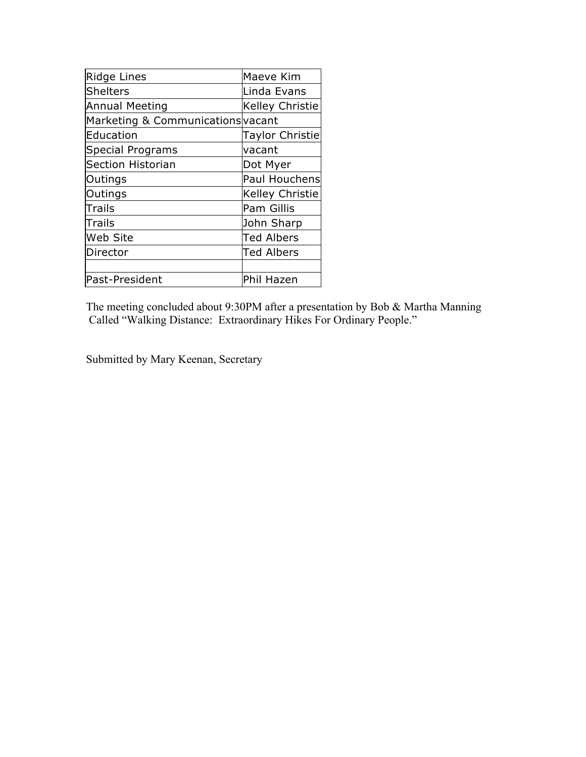| | |
|---|---|
| Ridge Lines | Maeve Kim |
| Shelters | Linda Evans |
| Annual Meeting | Kelley Christie |
| Marketing & Communications | vacant |
| Education | Taylor Christie |
| Special Programs | vacant |
| Section Historian | Dot Myer |
| Outings | Paul Houchens |
| Outings | Kelley Christie |
| Trails | Pam Gillis |
| Trails | John Sharp |
| Web Site | Ted Albers |
| Director | Ted Albers |
| | |
| Past-President | Phil Hazen |

The meeting concluded about 9:30PM after a presentation by Bob & Martha Manning Called "Walking Distance: Extraordinary Hikes For Ordinary People."

Submitted by Mary Keenan, Secretary